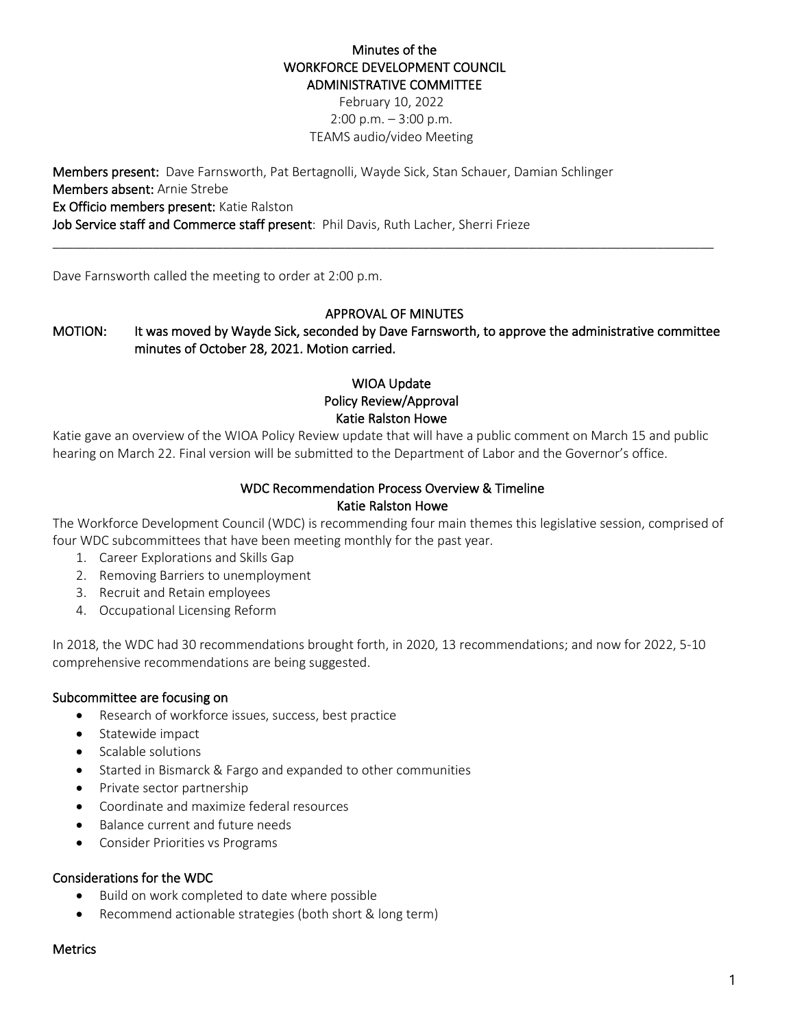# Minutes of the
# WORKFORCE DEVELOPMENT COUNCIL
# ADMINISTRATIVE COMMITTEE

February 10, 2022
2:00 p.m. – 3:00 p.m.
TEAMS audio/video Meeting

**Members present:** Dave Farnsworth, Pat Bertagnolli, Wayde Sick, Stan Schauer, Damian Schlinger
**Members absent:** Arnie Strebe
**Ex Officio members present:** Katie Ralston
**Job Service staff and Commerce staff present**: Phil Davis, Ruth Lacher, Sherri Frieze

---

Dave Farnsworth called the meeting to order at 2:00 p.m.

## APPROVAL OF MINUTES

**MOTION: It was moved by Wayde Sick, seconded by Dave Farnsworth, to approve the administrative committee minutes of October 28, 2021. Motion carried.**

## WIOA Update
## Policy Review/Approval
## Katie Ralston Howe

Katie gave an overview of the WIOA Policy Review update that will have a public comment on March 15 and public hearing on March 22. Final version will be submitted to the Department of Labor and the Governor's office.

## WDC Recommendation Process Overview & Timeline
## Katie Ralston Howe

The Workforce Development Council (WDC) is recommending four main themes this legislative session, comprised of four WDC subcommittees that have been meeting monthly for the past year.

1. Career Explorations and Skills Gap
2. Removing Barriers to unemployment
3. Recruit and Retain employees
4. Occupational Licensing Reform

In 2018, the WDC had 30 recommendations brought forth, in 2020, 13 recommendations; and now for 2022, 5-10 comprehensive recommendations are being suggested.

### Subcommittee are focusing on

- Research of workforce issues, success, best practice
- Statewide impact
- Scalable solutions
- Started in Bismarck & Fargo and expanded to other communities
- Private sector partnership
- Coordinate and maximize federal resources
- Balance current and future needs
- Consider Priorities vs Programs

### Considerations for the WDC

- Build on work completed to date where possible
- Recommend actionable strategies (both short & long term)

### Metrics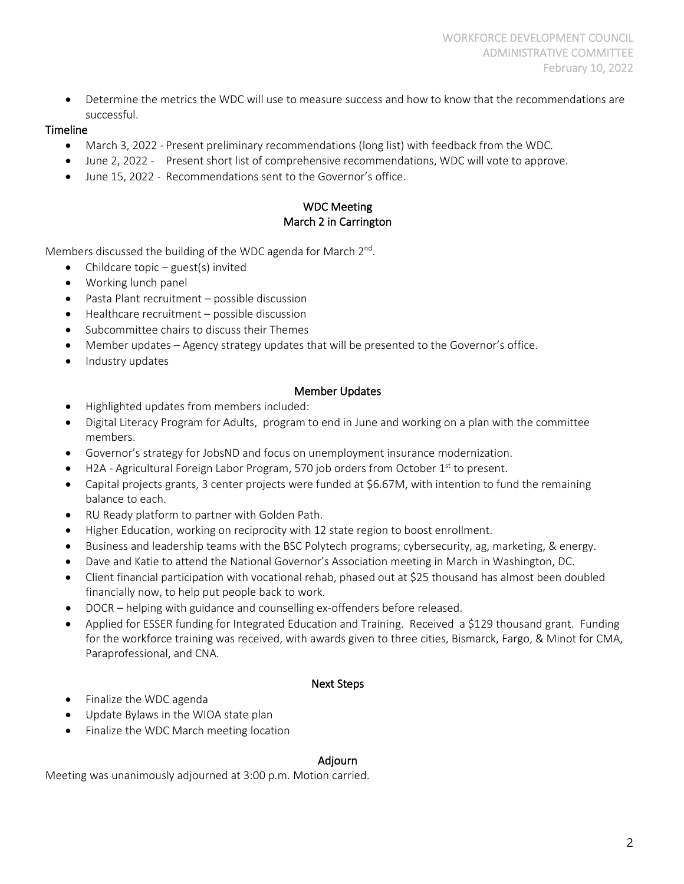- Determine the metrics the WDC will use to measure success and how to know that the recommendations are successful.

### Timeline

- March 3, 2022 - Present preliminary recommendations (long list) with feedback from the WDC.
- June 2, 2022 - Present short list of comprehensive recommendations, WDC will vote to approve.
- June 15, 2022 - Recommendations sent to the Governor's office.

## WDC Meeting
## March 2 in Carrington

Members discussed the building of the WDC agenda for March 2nd.

- Childcare topic – guest(s) invited
- Working lunch panel
- Pasta Plant recruitment – possible discussion
- Healthcare recruitment – possible discussion
- Subcommittee chairs to discuss their Themes
- Member updates – Agency strategy updates that will be presented to the Governor's office.
- Industry updates

## Member Updates

- Highlighted updates from members included:
- Digital Literacy Program for Adults, program to end in June and working on a plan with the committee members.
- Governor's strategy for JobsND and focus on unemployment insurance modernization.
- H2A - Agricultural Foreign Labor Program, 570 job orders from October 1st to present.
- Capital projects grants, 3 center projects were funded at $6.67M, with intention to fund the remaining balance to each.
- RU Ready platform to partner with Golden Path.
- Higher Education, working on reciprocity with 12 state region to boost enrollment.
- Business and leadership teams with the BSC Polytech programs; cybersecurity, ag, marketing, & energy.
- Dave and Katie to attend the National Governor's Association meeting in March in Washington, DC.
- Client financial participation with vocational rehab, phased out at $25 thousand has almost been doubled financially now, to help put people back to work.
- DOCR – helping with guidance and counselling ex-offenders before released.
- Applied for ESSER funding for Integrated Education and Training. Received a $129 thousand grant. Funding for the workforce training was received, with awards given to three cities, Bismarck, Fargo, & Minot for CMA, Paraprofessional, and CNA.

## Next Steps

- Finalize the WDC agenda
- Update Bylaws in the WIOA state plan
- Finalize the WDC March meeting location

## Adjourn

Meeting was unanimously adjourned at 3:00 p.m. Motion carried.